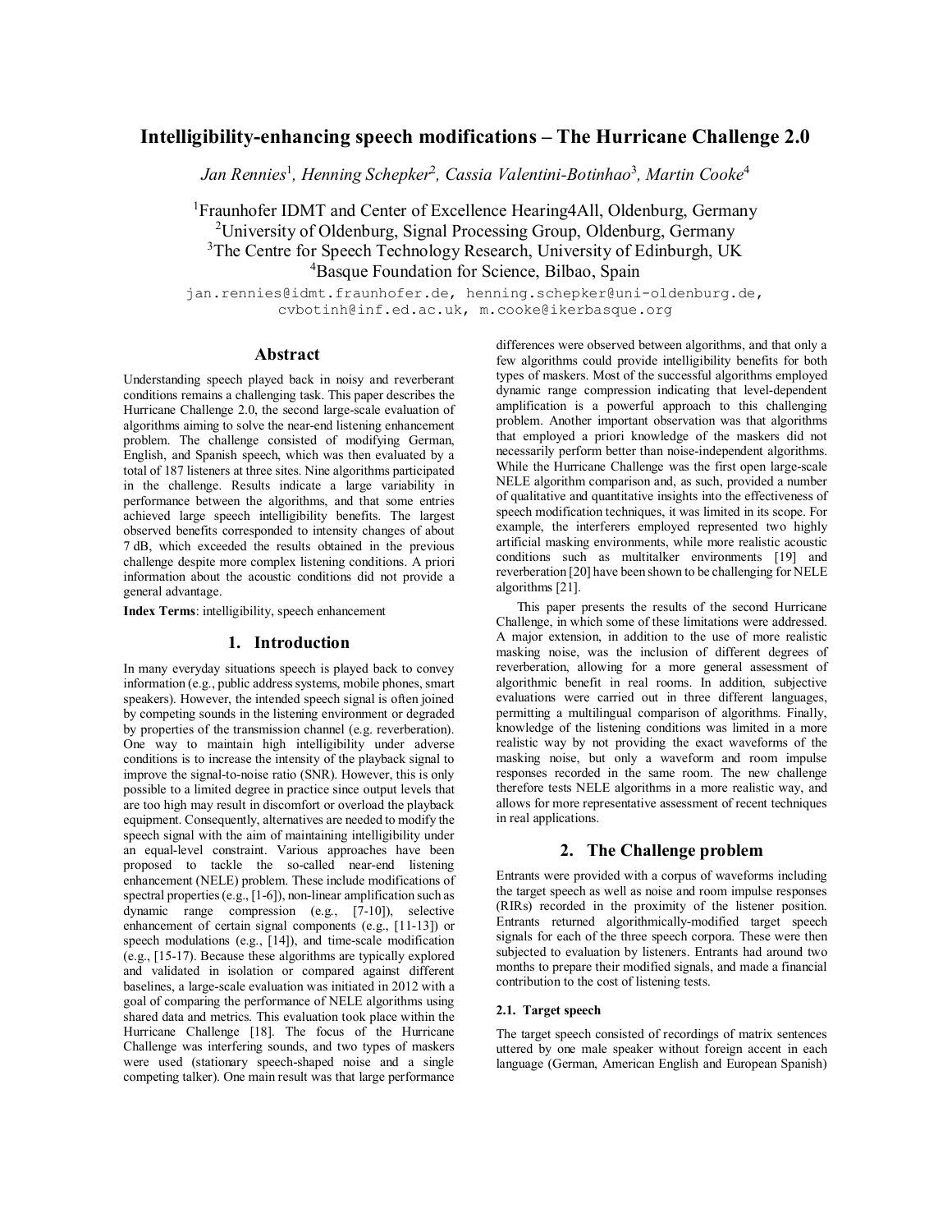# Intelligibility-enhancing speech modifications – The Hurricane Challenge 2.0

*Jan Rennies*[1], *Henning Schepker*[2], *Cassia Valentini-Botinhao*[3], *Martin Cooke*[4]

[1]Fraunhofer IDMT and Center of Excellence Hearing4All, Oldenburg, Germany
[2]University of Oldenburg, Signal Processing Group, Oldenburg, Germany
[3]The Centre for Speech Technology Research, University of Edinburgh, UK
[4]Basque Foundation for Science, Bilbao, Spain

jan.rennies@idmt.fraunhofer.de, henning.schepker@uni-oldenburg.de, cvbotinh@inf.ed.ac.uk, m.cooke@ikerbasque.org

## Abstract

Understanding speech played back in noisy and reverberant conditions remains a challenging task. This paper describes the Hurricane Challenge 2.0, the second large-scale evaluation of algorithms aiming to solve the near-end listening enhancement problem. The challenge consisted of modifying German, English, and Spanish speech, which was then evaluated by a total of 187 listeners at three sites. Nine algorithms participated in the challenge. Results indicate a large variability in performance between the algorithms, and that some entries achieved large speech intelligibility benefits. The largest observed benefits corresponded to intensity changes of about 7 dB, which exceeded the results obtained in the previous challenge despite more complex listening conditions. A priori information about the acoustic conditions did not provide a general advantage.

**Index Terms**: intelligibility, speech enhancement

## 1. Introduction

In many everyday situations speech is played back to convey information (e.g., public address systems, mobile phones, smart speakers). However, the intended speech signal is often joined by competing sounds in the listening environment or degraded by properties of the transmission channel (e.g. reverberation). One way to maintain high intelligibility under adverse conditions is to increase the intensity of the playback signal to improve the signal-to-noise ratio (SNR). However, this is only possible to a limited degree in practice since output levels that are too high may result in discomfort or overload the playback equipment. Consequently, alternatives are needed to modify the speech signal with the aim of maintaining intelligibility under an equal-level constraint. Various approaches have been proposed to tackle the so-called near-end listening enhancement (NELE) problem. These include modifications of spectral properties (e.g., [1-6]), non-linear amplification such as dynamic range compression (e.g., [7-10]), selective enhancement of certain signal components (e.g., [11-13]) or speech modulations (e.g., [14]), and time-scale modification (e.g., [15-17]). Because these algorithms are typically explored and validated in isolation or compared against different baselines, a large-scale evaluation was initiated in 2012 with a goal of comparing the performance of NELE algorithms using shared data and metrics. This evaluation took place within the Hurricane Challenge [18]. The focus of the Hurricane Challenge was interfering sounds, and two types of maskers were used (stationary speech-shaped noise and a single competing talker). One main result was that large performance differences were observed between algorithms, and that only a few algorithms could provide intelligibility benefits for both types of maskers. Most of the successful algorithms employed dynamic range compression indicating that level-dependent amplification is a powerful approach to this challenging problem. Another important observation was that algorithms that employed a priori knowledge of the maskers did not necessarily perform better than noise-independent algorithms. While the Hurricane Challenge was the first open large-scale NELE algorithm comparison and, as such, provided a number of qualitative and quantitative insights into the effectiveness of speech modification techniques, it was limited in its scope. For example, the interferers employed represented two highly artificial masking environments, while more realistic acoustic conditions such as multitalker environments [19] and reverberation [20] have been shown to be challenging for NELE algorithms [21].

This paper presents the results of the second Hurricane Challenge, in which some of these limitations were addressed. A major extension, in addition to the use of more realistic masking noise, was the inclusion of different degrees of reverberation, allowing for a more general assessment of algorithmic benefit in real rooms. In addition, subjective evaluations were carried out in three different languages, permitting a multilingual comparison of algorithms. Finally, knowledge of the listening conditions was limited in a more realistic way by not providing the exact waveforms of the masking noise, but only a waveform and room impulse responses recorded in the same room. The new challenge therefore tests NELE algorithms in a more realistic way, and allows for more representative assessment of recent techniques in real applications.

## 2. The Challenge problem

Entrants were provided with a corpus of waveforms including the target speech as well as noise and room impulse responses (RIRs) recorded in the proximity of the listener position. Entrants returned algorithmically-modified target speech signals for each of the three speech corpora. These were then subjected to evaluation by listeners. Entrants had around two months to prepare their modified signals, and made a financial contribution to the cost of listening tests.

### 2.1. Target speech

The target speech consisted of recordings of matrix sentences uttered by one male speaker without foreign accent in each language (German, American English and European Spanish)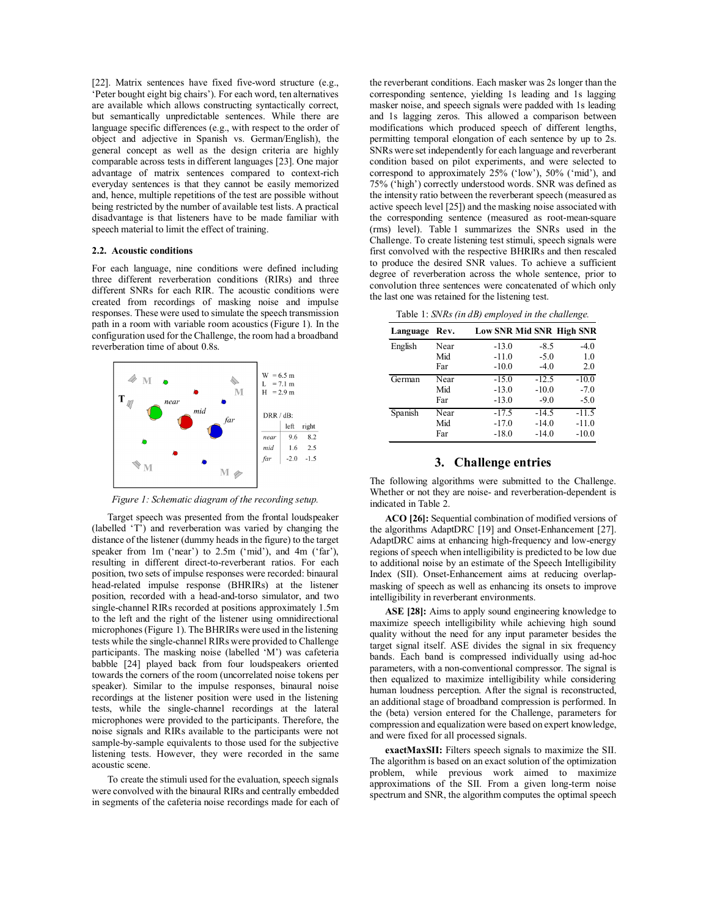[22]. Matrix sentences have fixed five-word structure (e.g., 'Peter bought eight big chairs'). For each word, ten alternatives are available which allows constructing syntactically correct, but semantically unpredictable sentences. While there are language specific differences (e.g., with respect to the order of object and adjective in Spanish vs. German/English), the general concept as well as the design criteria are highly comparable across tests in different languages [23]. One major advantage of matrix sentences compared to context-rich everyday sentences is that they cannot be easily memorized and, hence, multiple repetitions of the test are possible without being restricted by the number of available test lists. A practical disadvantage is that listeners have to be made familiar with speech material to limit the effect of training.

### 2.2. Acoustic conditions

For each language, nine conditions were defined including three different reverberation conditions (RIRs) and three different SNRs for each RIR. The acoustic conditions were created from recordings of masking noise and impulse responses. These were used to simulate the speech transmission path in a room with variable room acoustics (Figure 1). In the configuration used for the Challenge, the room had a broadband reverberation time of about 0.8s.

*Figure 1: Schematic diagram of the recording setup.*

Target speech was presented from the frontal loudspeaker (labelled 'T') and reverberation was varied by changing the distance of the listener (dummy heads in the figure) to the target speaker from 1m ('near') to 2.5m ('mid'), and 4m ('far'), resulting in different direct-to-reverberant ratios. For each position, two sets of impulse responses were recorded: binaural head-related impulse response (BHRIRs) at the listener position, recorded with a head-and-torso simulator, and two single-channel RIRs recorded at positions approximately 1.5m to the left and the right of the listener using omnidirectional microphones (Figure 1). The BHRIRs were used in the listening tests while the single-channel RIRs were provided to Challenge participants. The masking noise (labelled 'M') was cafeteria babble [24] played back from four loudspeakers oriented towards the corners of the room (uncorrelated noise tokens per speaker). Similar to the impulse responses, binaural noise recordings at the listener position were used in the listening tests, while the single-channel recordings at the lateral microphones were provided to the participants. Therefore, the noise signals and RIRs available to the participants were not sample-by-sample equivalents to those used for the subjective listening tests. However, they were recorded in the same acoustic scene.

To create the stimuli used for the evaluation, speech signals were convolved with the binaural RIRs and centrally embedded in segments of the cafeteria noise recordings made for each of the reverberant conditions. Each masker was 2s longer than the corresponding sentence, yielding 1s leading and 1s lagging masker noise, and speech signals were padded with 1s leading and 1s lagging zeros. This allowed a comparison between modifications which produced speech of different lengths, permitting temporal elongation of each sentence by up to 2s. SNRs were set independently for each language and reverberant condition based on pilot experiments, and were selected to correspond to approximately 25% ('low'), 50% ('mid'), and 75% ('high') correctly understood words. SNR was defined as the intensity ratio between the reverberant speech (measured as active speech level [25]) and the masking noise associated with the corresponding sentence (measured as root-mean-square (rms) level). Table 1 summarizes the SNRs used in the Challenge. To create listening test stimuli, speech signals were first convolved with the respective BHRIRs and then rescaled to produce the desired SNR values. To achieve a sufficient degree of reverberation across the whole sentence, prior to convolution three sentences were concatenated of which only the last one was retained for the listening test.

Table 1: *SNRs (in dB) employed in the challenge.*

| Language | Rev. | Low SNR | Mid SNR | High SNR |
|---|---|---|---|---|
| English | Near | -13.0 | -8.5 | -4.0 |
| | Mid | -11.0 | -5.0 | 1.0 |
| | Far | -10.0 | -4.0 | 2.0 |
| German | Near | -15.0 | -12.5 | -10.0 |
| | Mid | -13.0 | -10.0 | -7.0 |
| | Far | -13.0 | -9.0 | -5.0 |
| Spanish | Near | -17.5 | -14.5 | -11.5 |
| | Mid | -17.0 | -14.0 | -11.0 |
| | Far | -18.0 | -14.0 | -10.0 |

## 3. Challenge entries

The following algorithms were submitted to the Challenge. Whether or not they are noise- and reverberation-dependent is indicated in Table 2.

**ACO [26]:** Sequential combination of modified versions of the algorithms AdaptDRC [19] and Onset-Enhancement [27]. AdaptDRC aims at enhancing high-frequency and low-energy regions of speech when intelligibility is predicted to be low due to additional noise by an estimate of the Speech Intelligibility Index (SII). Onset-Enhancement aims at reducing overlap-masking of speech as well as enhancing its onsets to improve intelligibility in reverberant environments.

**ASE [28]:** Aims to apply sound engineering knowledge to maximize speech intelligibility while achieving high sound quality without the need for any input parameter besides the target signal itself. ASE divides the signal in six frequency bands. Each band is compressed individually using ad-hoc parameters, with a non-conventional compressor. The signal is then equalized to maximize intelligibility while considering human loudness perception. After the signal is reconstructed, an additional stage of broadband compression is performed. In the (beta) version entered for the Challenge, parameters for compression and equalization were based on expert knowledge, and were fixed for all processed signals.

**exactMaxSII:** Filters speech signals to maximize the SII. The algorithm is based on an exact solution of the optimization problem, while previous work aimed to maximize approximations of the SII. From a given long-term noise spectrum and SNR, the algorithm computes the optimal speech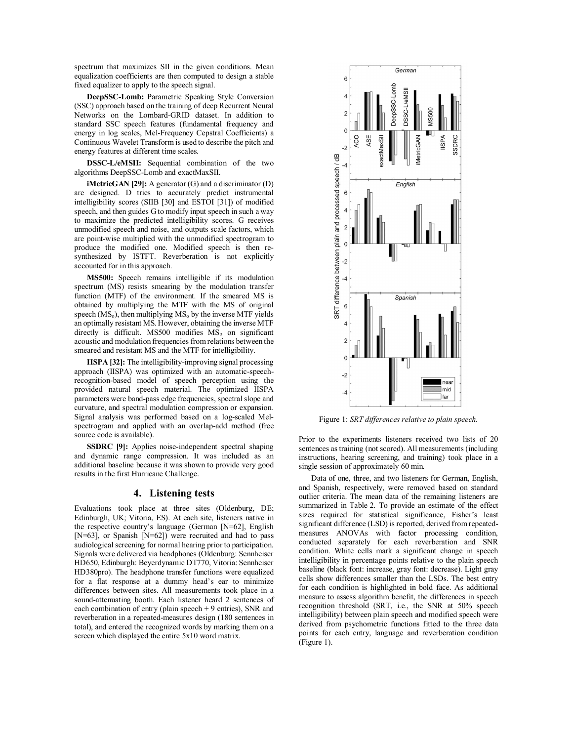spectrum that maximizes SII in the given conditions. Mean equalization coefficients are then computed to design a stable fixed equalizer to apply to the speech signal.

**DeepSSC-Lomb:** Parametric Speaking Style Conversion (SSC) approach based on the training of deep Recurrent Neural Networks on the Lombard-GRID dataset. In addition to standard SSC speech features (fundamental frequency and energy in log scales, Mel-Frequency Cepstral Coefficients) a Continuous Wavelet Transform is used to describe the pitch and energy features at different time scales.

**DSSC-L/eMSII:** Sequential combination of the two algorithms DeepSSC-Lomb and exactMaxSII.

**iMetricGAN [29]:** A generator (G) and a discriminator (D) are designed. D tries to accurately predict instrumental intelligibility scores (SIIB [30] and ESTOI [31]) of modified speech, and then guides G to modify input speech in such a way to maximize the predicted intelligibility scores. G receives unmodified speech and noise, and outputs scale factors, which are point-wise multiplied with the unmodified spectrogram to produce the modified one. Modified speech is then re-synthesized by ISTFT. Reverberation is not explicitly accounted for in this approach.

**MS500:** Speech remains intelligible if its modulation spectrum (MS) resists smearing by the modulation transfer function (MTF) of the environment. If the smeared MS is obtained by multiplying the MTF with the MS of original speech ($MS_o$), then multiplying $MS_o$ by the inverse MTF yields an optimally resistant MS. However, obtaining the inverse MTF directly is difficult. MS500 modifies $MS_o$ on significant acoustic and modulation frequencies from relations between the smeared and resistant MS and the MTF for intelligibility.

**IISPA [32]:** The intelligibility-improving signal processing approach (IISPA) was optimized with an automatic-speech-recognition-based model of speech perception using the provided natural speech material. The optimized IISPA parameters were band-pass edge frequencies, spectral slope and curvature, and spectral modulation compression or expansion. Signal analysis was performed based on a log-scaled Mel-spectrogram and applied with an overlap-add method (free source code is available).

**SSDRC [9]:** Applies noise-independent spectral shaping and dynamic range compression. It was included as an additional baseline because it was shown to provide very good results in the first Hurricane Challenge.

## 4. Listening tests

Evaluations took place at three sites (Oldenburg, DE; Edinburgh, UK; Vitoria, ES). At each site, listeners native in the respective country's language (German [N=62], English [N=63], or Spanish [N=62]) were recruited and had to pass audiological screening for normal hearing prior to participation. Signals were delivered via headphones (Oldenburg: Sennheiser HD650, Edinburgh: Beyerdynamic DT770, Vitoria: Sennheiser HD380pro). The headphone transfer functions were equalized for a flat response at a dummy head's ear to minimize differences between sites. All measurements took place in a sound-attenuating booth. Each listener heard 2 sentences of each combination of entry (plain speech + 9 entries), SNR and reverberation in a repeated-measures design (180 sentences in total), and entered the recognized words by marking them on a screen which displayed the entire 5x10 word matrix.

Figure 1: *SRT differences relative to plain speech.*

Prior to the experiments listeners received two lists of 20 sentences as training (not scored). All measurements (including instructions, hearing screening, and training) took place in a single session of approximately 60 min.

Data of one, three, and two listeners for German, English, and Spanish, respectively, were removed based on standard outlier criteria. The mean data of the remaining listeners are summarized in Table 2. To provide an estimate of the effect sizes required for statistical significance, Fisher's least significant difference (LSD) is reported, derived from repeated-measures ANOVAs with factor processing condition, conducted separately for each reverberation and SNR condition. White cells mark a significant change in speech intelligibility in percentage points relative to the plain speech baseline (black font: increase, gray font: decrease). Light gray cells show differences smaller than the LSDs. The best entry for each condition is highlighted in bold face. As additional measure to assess algorithm benefit, the differences in speech recognition threshold (SRT, i.e., the SNR at 50% speech intelligibility) between plain speech and modified speech were derived from psychometric functions fitted to the three data points for each entry, language and reverberation condition (Figure 1).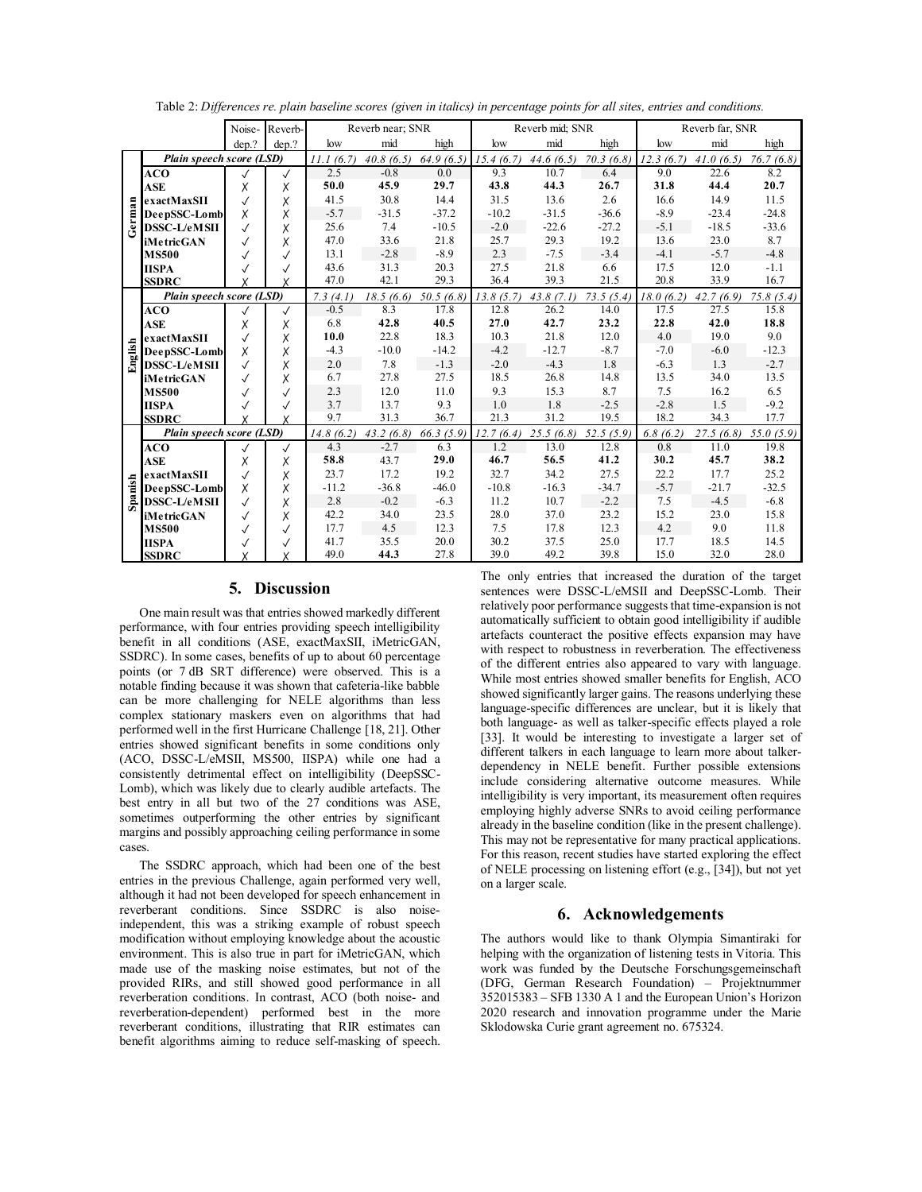Table 2: *Differences re. plain baseline scores (given in italics) in percentage points for all sites, entries and conditions.*

| | | Noise-dep.? | Reverb-dep.? | Reverb near; SNR low | mid | high | Reverb mid; SNR low | mid | high | Reverb far, SNR low | mid | high |
|---|---|---|---|---|---|---|---|---|---|---|---|---|
| German | ***Plain speech score (LSD)*** | | | *11.1 (6.7)* | *40.8 (6.5)* | *64.9 (6.5)* | *15.4 (6.7)* | *44.6 (6.5)* | *70.3 (6.8)* | *12.3 (6.7)* | *41.0 (6.5)* | *76.7 (6.8)* |
| | **ACO** | ✓ | ✓ | 2.5 | -0.8 | 0.0 | 9.3 | 10.7 | 6.4 | 9.0 | 22.6 | 8.2 |
| | **ASE** | ✗ | ✗ | **50.0** | **45.9** | **29.7** | **43.8** | **44.3** | **26.7** | **31.8** | **44.4** | **20.7** |
| | **exactMaxSII** | ✓ | ✗ | 41.5 | 30.8 | 14.4 | 31.5 | 13.6 | 2.6 | 16.6 | 14.9 | 11.5 |
| | **DeepSSC-Lomb** | ✗ | ✗ | -5.7 | -31.5 | -37.2 | -10.2 | -31.5 | -36.6 | -8.9 | -23.4 | -24.8 |
| | **DSSC-L/eMSII** | ✓ | ✗ | 25.6 | 7.4 | -10.5 | -2.0 | -22.6 | -27.2 | -5.1 | -18.5 | -33.6 |
| | **iMetricGAN** | ✓ | ✗ | 47.0 | 33.6 | 21.8 | 25.7 | 29.3 | 19.2 | 13.6 | 23.0 | 8.7 |
| | **MS500** | ✓ | ✓ | 13.1 | -2.8 | -8.9 | 2.3 | -7.5 | -3.4 | -4.1 | -5.7 | -4.8 |
| | **IISPA** | ✓ | ✓ | 43.6 | 31.3 | 20.3 | 27.5 | 21.8 | 6.6 | 17.5 | 12.0 | -1.1 |
| | **SSDRC** | ✗ | ✗ | 47.0 | 42.1 | 29.3 | 36.4 | 39.3 | 21.5 | 20.8 | 33.9 | 16.7 |
| English | ***Plain speech score (LSD)*** | | | *7.3 (4.1)* | *18.5 (6.6)* | *50.5 (6.8)* | *13.8 (5.7)* | *43.8 (7.1)* | *73.5 (5.4)* | *18.0 (6.2)* | *42.7 (6.9)* | *75.8 (5.4)* |
| | **ACO** | ✓ | ✓ | -0.5 | 8.3 | 17.8 | 12.8 | 26.2 | 14.0 | 17.5 | 27.5 | 15.8 |
| | **ASE** | ✗ | ✗ | 6.8 | **42.8** | **40.5** | **27.0** | **42.7** | **23.2** | **22.8** | **42.0** | **18.8** |
| | **exactMaxSII** | ✓ | ✗ | **10.0** | 22.8 | 18.3 | 10.3 | 21.8 | 12.0 | 4.0 | 19.0 | 9.0 |
| | **DeepSSC-Lomb** | ✗ | ✗ | -4.3 | -10.0 | -14.2 | -4.2 | -12.7 | -8.7 | -7.0 | -6.0 | -12.3 |
| | **DSSC-L/eMSII** | ✓ | ✗ | 2.0 | 7.8 | -1.3 | -2.0 | -4.3 | 1.8 | -6.3 | 1.3 | -2.7 |
| | **iMetricGAN** | ✓ | ✗ | 6.7 | 27.8 | 27.5 | 18.5 | 26.8 | 14.8 | 13.5 | 34.0 | 13.5 |
| | **MS500** | ✓ | ✓ | 2.3 | 12.0 | 11.0 | 9.3 | 15.3 | 8.7 | 7.5 | 16.2 | 6.5 |
| | **IISPA** | ✓ | ✓ | 3.7 | 13.7 | 9.3 | 1.0 | 1.8 | -2.5 | -2.8 | 1.5 | -9.2 |
| | **SSDRC** | ✗ | ✗ | 9.7 | 31.3 | 36.7 | 21.3 | 31.2 | 19.5 | 18.2 | 34.3 | 17.7 |
| Spanish | ***Plain speech score (LSD)*** | | | *14.8 (6.2)* | *43.2 (6.8)* | *66.3 (5.9)* | *12.7 (6.4)* | *25.5 (6.8)* | *52.5 (5.9)* | *6.8 (6.2)* | *27.5 (6.8)* | *55.0 (5.9)* |
| | **ACO** | ✓ | ✓ | 4.3 | -2.7 | 6.3 | 1.2 | 13.0 | 12.8 | 0.8 | 11.0 | 19.8 |
| | **ASE** | ✗ | ✗ | **58.8** | 43.7 | **29.0** | **46.7** | **56.5** | **41.2** | **30.2** | **45.7** | **38.2** |
| | **exactMaxSII** | ✓ | ✗ | 23.7 | 17.2 | 19.2 | 32.7 | 34.2 | 27.5 | 22.2 | 17.7 | 25.2 |
| | **DeepSSC-Lomb** | ✗ | ✗ | -11.2 | -36.8 | -46.0 | -10.8 | -16.3 | -34.7 | -5.7 | -21.7 | -32.5 |
| | **DSSC-L/eMSII** | ✓ | ✗ | 2.8 | -0.2 | -6.3 | 11.2 | 10.7 | -2.2 | 7.5 | -4.5 | -6.8 |
| | **iMetricGAN** | ✓ | ✗ | 42.2 | 34.0 | 23.5 | 28.0 | 37.0 | 23.2 | 15.2 | 23.0 | 15.8 |
| | **MS500** | ✓ | ✓ | 17.7 | 4.5 | 12.3 | 7.5 | 17.8 | 12.3 | 4.2 | 9.0 | 11.8 |
| | **IISPA** | ✓ | ✓ | 41.7 | 35.5 | 20.0 | 30.2 | 37.5 | 25.0 | 17.7 | 18.5 | 14.5 |
| | **SSDRC** | ✗ | ✗ | 49.0 | **44.3** | 27.8 | 39.0 | 49.2 | 39.8 | 15.0 | 32.0 | 28.0 |

## 5. Discussion

One main result was that entries showed markedly different performance, with four entries providing speech intelligibility benefit in all conditions (ASE, exactMaxSII, iMetricGAN, SSDRC). In some cases, benefits of up to about 60 percentage points (or 7 dB SRT difference) were observed. This is a notable finding because it was shown that cafeteria-like babble can be more challenging for NELE algorithms than less complex stationary maskers even on algorithms that had performed well in the first Hurricane Challenge [18, 21]. Other entries showed significant benefits in some conditions only (ACO, DSSC-L/eMSII, MS500, IISPA) while one had a consistently detrimental effect on intelligibility (DeepSSC-Lomb), which was likely due to clearly audible artefacts. The best entry in all but two of the 27 conditions was ASE, sometimes outperforming the other entries by significant margins and possibly approaching ceiling performance in some cases.

The SSDRC approach, which had been one of the best entries in the previous Challenge, again performed very well, although it had not been developed for speech enhancement in reverberant conditions. Since SSDRC is also noise-independent, this was a striking example of robust speech modification without employing knowledge about the acoustic environment. This is also true in part for iMetricGAN, which made use of the masking noise estimates, but not of the provided RIRs, and still showed good performance in all reverberation conditions. In contrast, ACO (both noise- and reverberation-dependent) performed best in the more reverberant conditions, illustrating that RIR estimates can benefit algorithms aiming to reduce self-masking of speech.

The only entries that increased the duration of the target sentences were DSSC-L/eMSII and DeepSSC-Lomb. Their relatively poor performance suggests that time-expansion is not automatically sufficient to obtain good intelligibility if audible artefacts counteract the positive effects expansion may have with respect to robustness in reverberation. The effectiveness of the different entries also appeared to vary with language. While most entries showed smaller benefits for English, ACO showed significantly larger gains. The reasons underlying these language-specific differences are unclear, but it is likely that both language- as well as talker-specific effects played a role [33]. It would be interesting to investigate a larger set of different talkers in each language to learn more about talker-dependency in NELE benefit. Further possible extensions include considering alternative outcome measures. While intelligibility is very important, its measurement often requires employing highly adverse SNRs to avoid ceiling performance already in the baseline condition (like in the present challenge). This may not be representative for many practical applications. For this reason, recent studies have started exploring the effect of NELE processing on listening effort (e.g., [34]), but not yet on a larger scale.

## 6. Acknowledgements

The authors would like to thank Olympia Simantiraki for helping with the organization of listening tests in Vitoria. This work was funded by the Deutsche Forschungsgemeinschaft (DFG, German Research Foundation) – Projektnummer 352015383 – SFB 1330 A 1 and the European Union's Horizon 2020 research and innovation programme under the Marie Sklodowska Curie grant agreement no. 675324.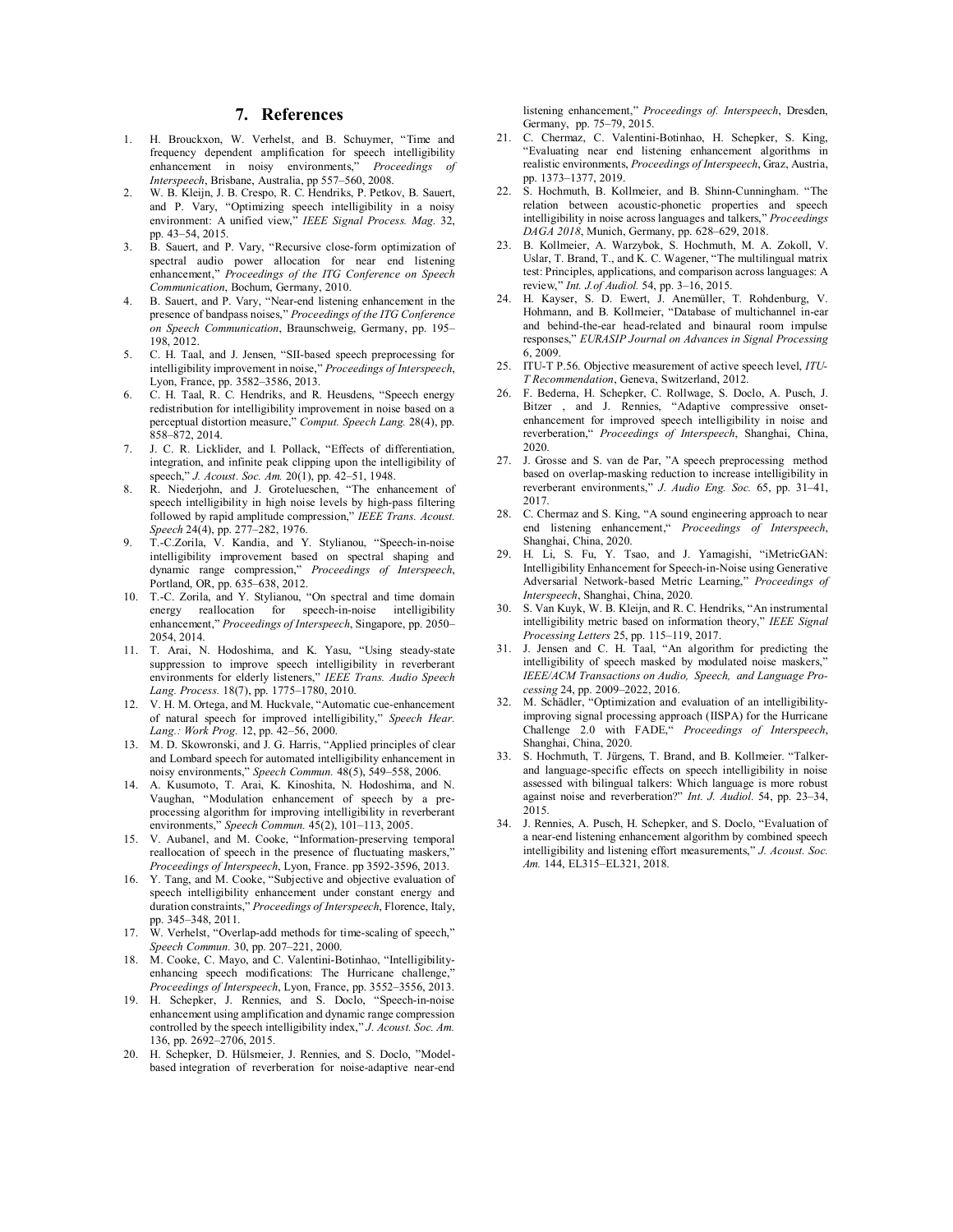# 7. References

1. H. Brouckxon, W. Verhelst, and B. Schuymer, "Time and frequency dependent amplification for speech intelligibility enhancement in noisy environments," *Proceedings of Interspeech*, Brisbane, Australia, pp 557–560, 2008.
2. W. B. Kleijn, J. B. Crespo, R. C. Hendriks, P. Petkov, B. Sauert, and P. Vary, "Optimizing speech intelligibility in a noisy environment: A unified view," *IEEE Signal Process. Mag.* 32, pp. 43–54, 2015.
3. B. Sauert, and P. Vary, "Recursive close-form optimization of spectral audio power allocation for near end listening enhancement," *Proceedings of the ITG Conference on Speech Communication*, Bochum, Germany, 2010.
4. B. Sauert, and P. Vary, "Near-end listening enhancement in the presence of bandpass noises," *Proceedings of the ITG Conference on Speech Communication*, Braunschweig, Germany, pp. 195–198, 2012.
5. C. H. Taal, and J. Jensen, "SII-based speech preprocessing for intelligibility improvement in noise," *Proceedings of Interspeech*, Lyon, France, pp. 3582–3586, 2013.
6. C. H. Taal, R. C. Hendriks, and R. Heusdens, "Speech energy redistribution for intelligibility improvement in noise based on a perceptual distortion measure," *Comput. Speech Lang.* 28(4), pp. 858–872, 2014.
7. J. C. R. Licklider, and I. Pollack, "Effects of differentiation, integration, and infinite peak clipping upon the intelligibility of speech," *J. Acoust. Soc. Am.* 20(1), pp. 42–51, 1948.
8. R. Niederjohn, and J. Grotelueschen, "The enhancement of speech intelligibility in high noise levels by high-pass filtering followed by rapid amplitude compression," *IEEE Trans. Acoust. Speech* 24(4), pp. 277–282, 1976.
9. T.-C.Zorila, V. Kandia, and Y. Stylianou, "Speech-in-noise intelligibility improvement based on spectral shaping and dynamic range compression," *Proceedings of Interspeech*, Portland, OR, pp. 635–638, 2012.
10. T.-C. Zorila, and Y. Stylianou, "On spectral and time domain energy reallocation for speech-in-noise intelligibility enhancement," *Proceedings of Interspeech*, Singapore, pp. 2050–2054, 2014.
11. T. Arai, N. Hodoshima, and K. Yasu, "Using steady-state suppression to improve speech intelligibility in reverberant environments for elderly listeners," *IEEE Trans. Audio Speech Lang. Process.* 18(7), pp. 1775–1780, 2010.
12. V. H. M. Ortega, and M. Huckvale, "Automatic cue-enhancement of natural speech for improved intelligibility," *Speech Hear. Lang.: Work Prog.* 12, pp. 42–56, 2000.
13. M. D. Skowronski, and J. G. Harris, "Applied principles of clear and Lombard speech for automated intelligibility enhancement in noisy environments," *Speech Commun.* 48(5), 549–558, 2006.
14. A. Kusumoto, T. Arai, K. Kinoshita, N. Hodoshima, and N. Vaughan, "Modulation enhancement of speech by a pre-processing algorithm for improving intelligibility in reverberant environments," *Speech Commun.* 45(2), 101–113, 2005.
15. V. Aubanel, and M. Cooke, "Information-preserving temporal reallocation of speech in the presence of fluctuating maskers," *Proceedings of Interspeech*, Lyon, France. pp 3592-3596, 2013.
16. Y. Tang, and M. Cooke, "Subjective and objective evaluation of speech intelligibility enhancement under constant energy and duration constraints," *Proceedings of Interspeech*, Florence, Italy, pp. 345–348, 2011.
17. W. Verhelst, "Overlap-add methods for time-scaling of speech," *Speech Commun.* 30, pp. 207–221, 2000.
18. M. Cooke, C. Mayo, and C. Valentini-Botinhao, "Intelligibility-enhancing speech modifications: The Hurricane challenge," *Proceedings of Interspeech*, Lyon, France, pp. 3552–3556, 2013.
19. H. Schepker, J. Rennies, and S. Doclo, "Speech-in-noise enhancement using amplification and dynamic range compression controlled by the speech intelligibility index," *J. Acoust. Soc. Am.* 136, pp. 2692–2706, 2015.
20. H. Schepker, D. Hülsmeier, J. Rennies, and S. Doclo, "Model-based integration of reverberation for noise-adaptive near-end listening enhancement," *Proceedings of. Interspeech*, Dresden, Germany, pp. 75–79, 2015.
21. C. Chermaz, C. Valentini-Botinhao, H. Schepker, S. King, "Evaluating near end listening enhancement algorithms in realistic environments, *Proceedings of Interspeech*, Graz, Austria, pp. 1373–1377, 2019.
22. S. Hochmuth, B. Kollmeier, and B. Shinn-Cunningham. "The relation between acoustic-phonetic properties and speech intelligibility in noise across languages and talkers," *Proceedings DAGA 2018*, Munich, Germany, pp. 628–629, 2018.
23. B. Kollmeier, A. Warzybok, S. Hochmuth, M. A. Zokoll, V. Uslar, T. Brand, T., and K. C. Wagener, "The multilingual matrix test: Principles, applications, and comparison across languages: A review," *Int. J.of Audiol.* 54, pp. 3–16, 2015.
24. H. Kayser, S. D. Ewert, J. Anemüller, T. Rohdenburg, V. Hohmann, and B. Kollmeier, "Database of multichannel in-ear and behind-the-ear head-related and binaural room impulse responses," *EURASIP Journal on Advances in Signal Processing* 6, 2009.
25. ITU-T P.56. Objective measurement of active speech level, *ITU-T Recommendation*, Geneva, Switzerland, 2012.
26. F. Bederna, H. Schepker, C. Rollwage, S. Doclo, A. Pusch, J. Bitzer , and J. Rennies, "Adaptive compressive onset-enhancement for improved speech intelligibility in noise and reverberation," *Proceedings of Interspeech*, Shanghai, China, 2020.
27. J. Grosse and S. van de Par, "A speech preprocessing method based on overlap-masking reduction to increase intelligibility in reverberant environments," *J. Audio Eng. Soc.* 65, pp. 31–41, 2017.
28. C. Chermaz and S. King, "A sound engineering approach to near end listening enhancement," *Proceedings of Interspeech*, Shanghai, China, 2020.
29. H. Li, S. Fu, Y. Tsao, and J. Yamagishi, "iMetricGAN: Intelligibility Enhancement for Speech-in-Noise using Generative Adversarial Network-based Metric Learning," *Proceedings of Interspeech*, Shanghai, China, 2020.
30. S. Van Kuyk, W. B. Kleijn, and R. C. Hendriks, "An instrumental intelligibility metric based on information theory," *IEEE Signal Processing Letters* 25, pp. 115–119, 2017.
31. J. Jensen and C. H. Taal, "An algorithm for predicting the intelligibility of speech masked by modulated noise maskers," *IEEE/ACM Transactions on Audio, Speech, and Language Processing* 24, pp. 2009–2022, 2016.
32. M. Schädler, "Optimization and evaluation of an intelligibility-improving signal processing approach (IISPA) for the Hurricane Challenge 2.0 with FADE," *Proceedings of Interspeech*, Shanghai, China, 2020.
33. S. Hochmuth, T. Jürgens, T. Brand, and B. Kollmeier. "Talker- and language-specific effects on speech intelligibility in noise assessed with bilingual talkers: Which language is more robust against noise and reverberation?" *Int. J. Audiol.* 54, pp. 23–34, 2015.
34. J. Rennies, A. Pusch, H. Schepker, and S. Doclo, "Evaluation of a near-end listening enhancement algorithm by combined speech intelligibility and listening effort measurements," *J. Acoust. Soc. Am.* 144, EL315–EL321, 2018.